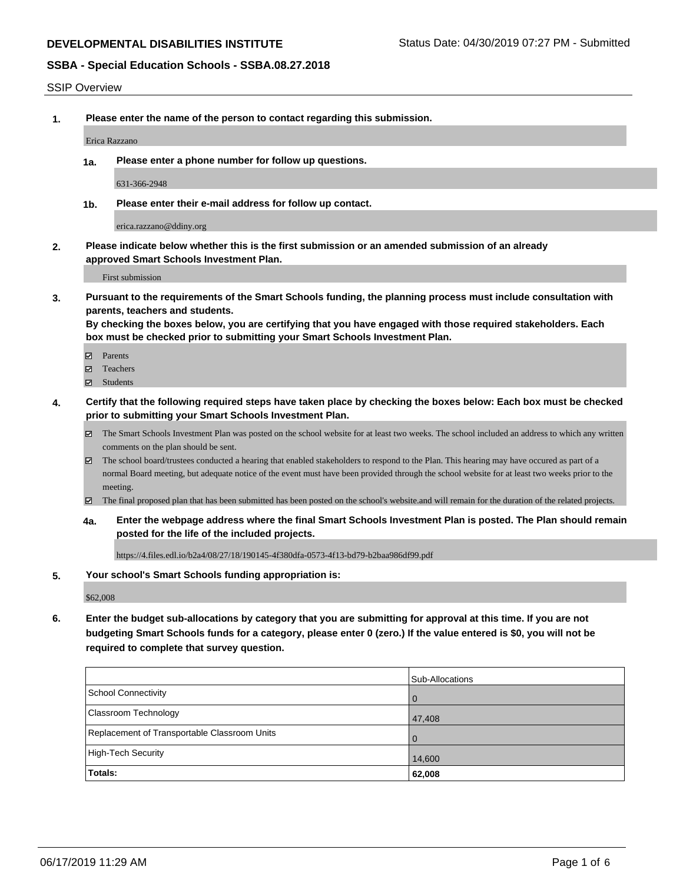**DEVELOPMENTAL DISABILITIES INSTITUTE**

Status Date: 04/30/2019 07:27 PM - Submitted

**SSBA - Special Education Schools - SSBA.08.27.2018**

SSIP Overview

**1. Please enter the name of the person to contact regarding this submission.**

Erica Razzano

**1a. Please enter a phone number for follow up questions.**

631-366-2948

**1b. Please enter their e-mail address for follow up contact.**

erica.razzano@ddiny.org

**2. Please indicate below whether this is the first submission or an amended submission of an already approved Smart Schools Investment Plan.**

First submission

**3. Pursuant to the requirements of the Smart Schools funding, the planning process must include consultation with parents, teachers and students.**
**By checking the boxes below, you are certifying that you have engaged with those required stakeholders. Each box must be checked prior to submitting your Smart Schools Investment Plan.**

- ☑ Parents
- ☑ Teachers
- ☑ Students

**4. Certify that the following required steps have taken place by checking the boxes below: Each box must be checked prior to submitting your Smart Schools Investment Plan.**

- ☑ The Smart Schools Investment Plan was posted on the school website for at least two weeks. The school included an address to which any written comments on the plan should be sent.
- ☑ The school board/trustees conducted a hearing that enabled stakeholders to respond to the Plan. This hearing may have occured as part of a normal Board meeting, but adequate notice of the event must have been provided through the school website for at least two weeks prior to the meeting.
- ☑ The final proposed plan that has been submitted has been posted on the school's website.and will remain for the duration of the related projects.

**4a. Enter the webpage address where the final Smart Schools Investment Plan is posted. The Plan should remain posted for the life of the included projects.**

https://4.files.edl.io/b2a4/08/27/18/190145-4f380dfa-0573-4f13-bd79-b2baa986df99.pdf

**5. Your school's Smart Schools funding appropriation is:**

$62,008

**6. Enter the budget sub-allocations by category that you are submitting for approval at this time. If you are not budgeting Smart Schools funds for a category, please enter 0 (zero.) If the value entered is $0, you will not be required to complete that survey question.**

| | Sub-Allocations |
|---|---|
| School Connectivity | 0 |
| Classroom Technology | 47,408 |
| Replacement of Transportable Classroom Units | 0 |
| High-Tech Security | 14,600 |
| **Totals:** | **62,008** |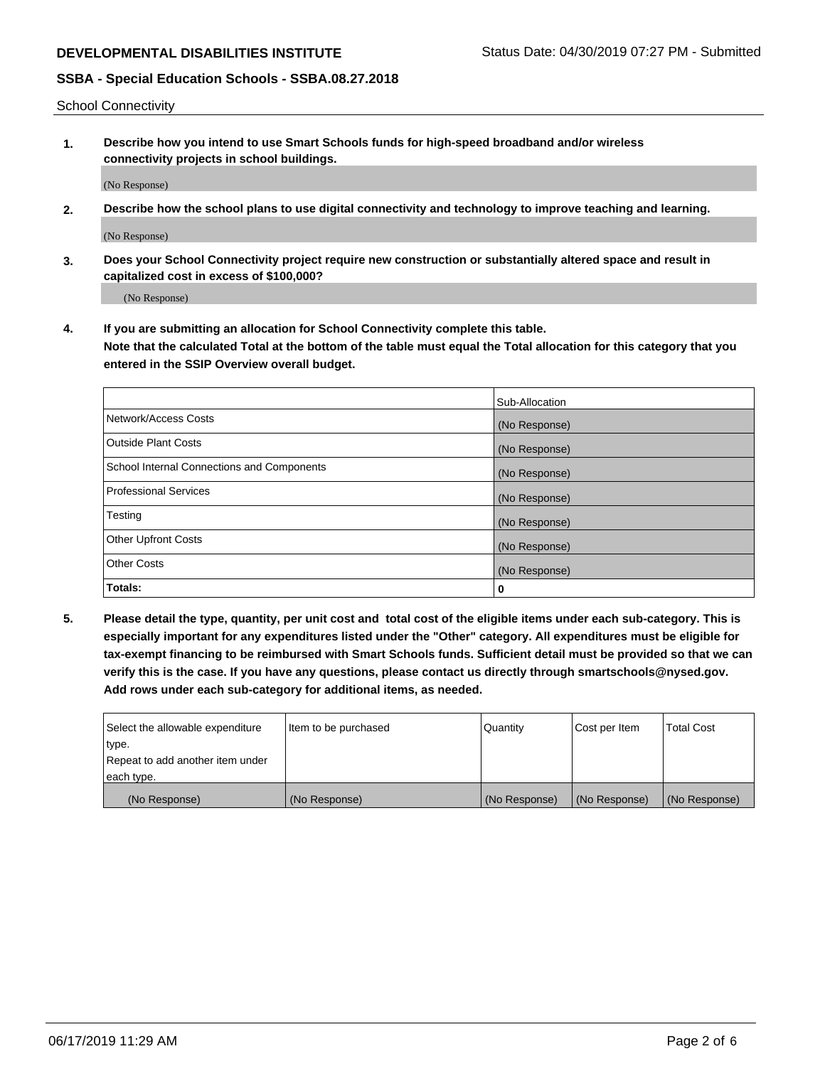School Connectivity

1. **Describe how you intend to use Smart Schools funds for high-speed broadband and/or wireless connectivity projects in school buildings.**

(No Response)

2. **Describe how the school plans to use digital connectivity and technology to improve teaching and learning.**

(No Response)

3. **Does your School Connectivity project require new construction or substantially altered space and result in capitalized cost in excess of $100,000?**

(No Response)

4. **If you are submitting an allocation for School Connectivity complete this table.**
**Note that the calculated Total at the bottom of the table must equal the Total allocation for this category that you entered in the SSIP Overview overall budget.**

| | Sub-Allocation |
|---|---|
| Network/Access Costs | (No Response) |
| Outside Plant Costs | (No Response) |
| School Internal Connections and Components | (No Response) |
| Professional Services | (No Response) |
| Testing | (No Response) |
| Other Upfront Costs | (No Response) |
| Other Costs | (No Response) |
| **Totals:** | **0** |

5. **Please detail the type, quantity, per unit cost and total cost of the eligible items under each sub-category. This is especially important for any expenditures listed under the "Other" category. All expenditures must be eligible for tax-exempt financing to be reimbursed with Smart Schools funds. Sufficient detail must be provided so that we can verify this is the case. If you have any questions, please contact us directly through smartschools@nysed.gov. Add rows under each sub-category for additional items, as needed.**

| Select the allowable expenditure type. Repeat to add another item under each type. | Item to be purchased | Quantity | Cost per Item | Total Cost |
|---|---|---|---|---|
| (No Response) | (No Response) | (No Response) | (No Response) | (No Response) |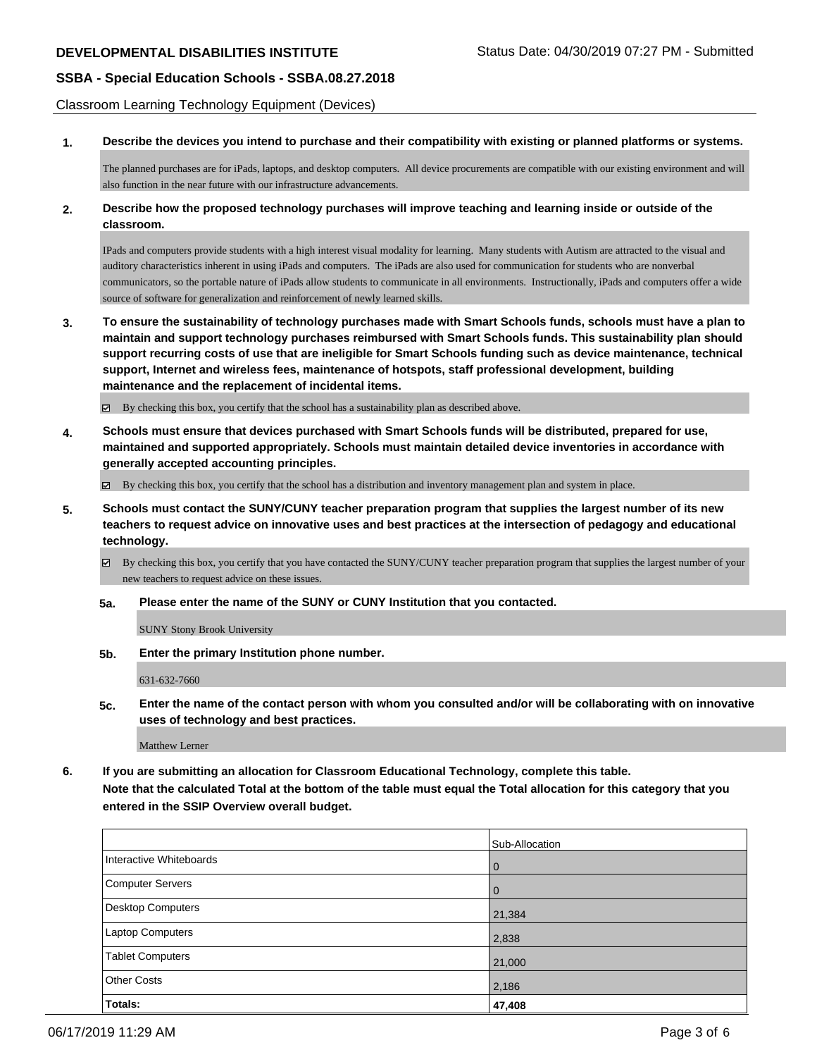Classroom Learning Technology Equipment (Devices)

**1. Describe the devices you intend to purchase and their compatibility with existing or planned platforms or systems.**

The planned purchases are for iPads, laptops, and desktop computers. All device procurements are compatible with our existing environment and will also function in the near future with our infrastructure advancements.

**2. Describe how the proposed technology purchases will improve teaching and learning inside or outside of the classroom.**

IPads and computers provide students with a high interest visual modality for learning. Many students with Autism are attracted to the visual and auditory characteristics inherent in using iPads and computers. The iPads are also used for communication for students who are nonverbal communicators, so the portable nature of iPads allow students to communicate in all environments. Instructionally, iPads and computers offer a wide source of software for generalization and reinforcement of newly learned skills.

**3. To ensure the sustainability of technology purchases made with Smart Schools funds, schools must have a plan to maintain and support technology purchases reimbursed with Smart Schools funds. This sustainability plan should support recurring costs of use that are ineligible for Smart Schools funding such as device maintenance, technical support, Internet and wireless fees, maintenance of hotspots, staff professional development, building maintenance and the replacement of incidental items.**

☑ By checking this box, you certify that the school has a sustainability plan as described above.

**4. Schools must ensure that devices purchased with Smart Schools funds will be distributed, prepared for use, maintained and supported appropriately. Schools must maintain detailed device inventories in accordance with generally accepted accounting principles.**

☑ By checking this box, you certify that the school has a distribution and inventory management plan and system in place.

**5. Schools must contact the SUNY/CUNY teacher preparation program that supplies the largest number of its new teachers to request advice on innovative uses and best practices at the intersection of pedagogy and educational technology.**

☑ By checking this box, you certify that you have contacted the SUNY/CUNY teacher preparation program that supplies the largest number of your new teachers to request advice on these issues.

**5a. Please enter the name of the SUNY or CUNY Institution that you contacted.**

SUNY Stony Brook University

**5b. Enter the primary Institution phone number.**

631-632-7660

**5c. Enter the name of the contact person with whom you consulted and/or will be collaborating with on innovative uses of technology and best practices.**

Matthew Lerner

**6. If you are submitting an allocation for Classroom Educational Technology, complete this table. Note that the calculated Total at the bottom of the table must equal the Total allocation for this category that you entered in the SSIP Overview overall budget.**

| | Sub-Allocation |
|---|---|
| Interactive Whiteboards | 0 |
| Computer Servers | 0 |
| Desktop Computers | 21,384 |
| Laptop Computers | 2,838 |
| Tablet Computers | 21,000 |
| Other Costs | 2,186 |
| **Totals:** | **47,408** |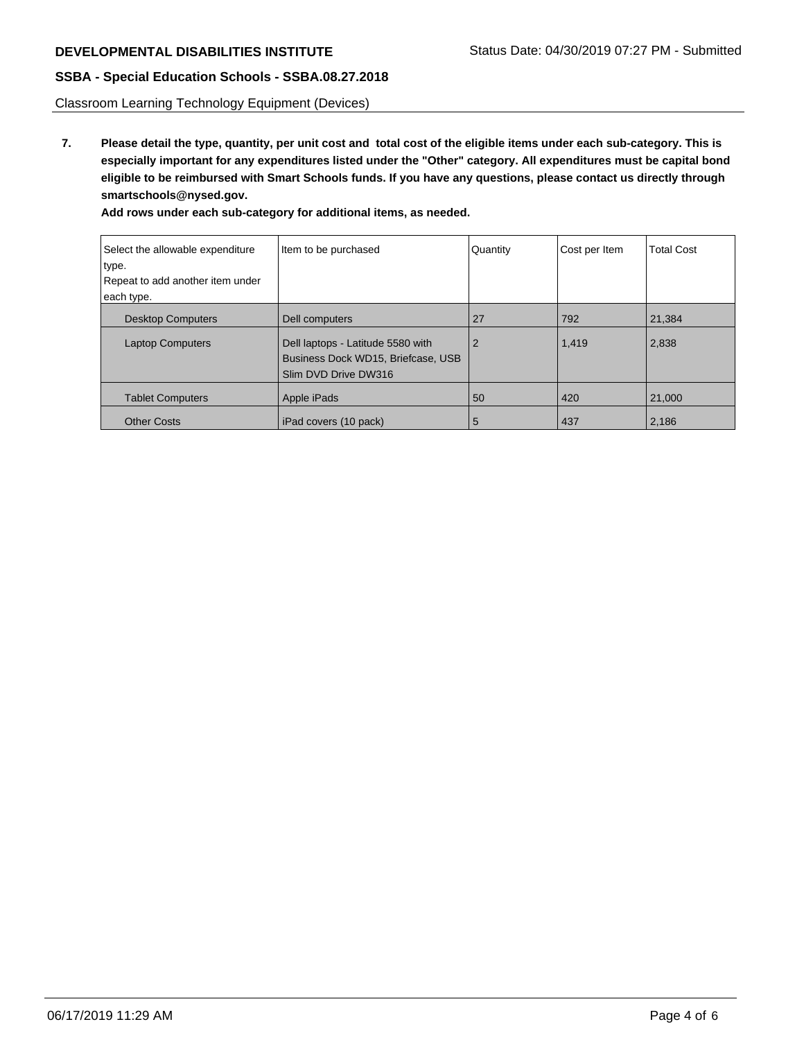Classroom Learning Technology Equipment (Devices)

**7. Please detail the type, quantity, per unit cost and total cost of the eligible items under each sub-category. This is especially important for any expenditures listed under the "Other" category. All expenditures must be capital bond eligible to be reimbursed with Smart Schools funds. If you have any questions, please contact us directly through smartschools@nysed.gov.**

**Add rows under each sub-category for additional items, as needed.**

| Select the allowable expenditure type. Repeat to add another item under each type. | Item to be purchased | Quantity | Cost per Item | Total Cost |
|---|---|---|---|---|
| Desktop Computers | Dell computers | 27 | 792 | 21,384 |
| Laptop Computers | Dell laptops - Latitude 5580 with Business Dock WD15, Briefcase, USB Slim DVD Drive DW316 | 2 | 1,419 | 2,838 |
| Tablet Computers | Apple iPads | 50 | 420 | 21,000 |
| Other Costs | iPad covers (10 pack) | 5 | 437 | 2,186 |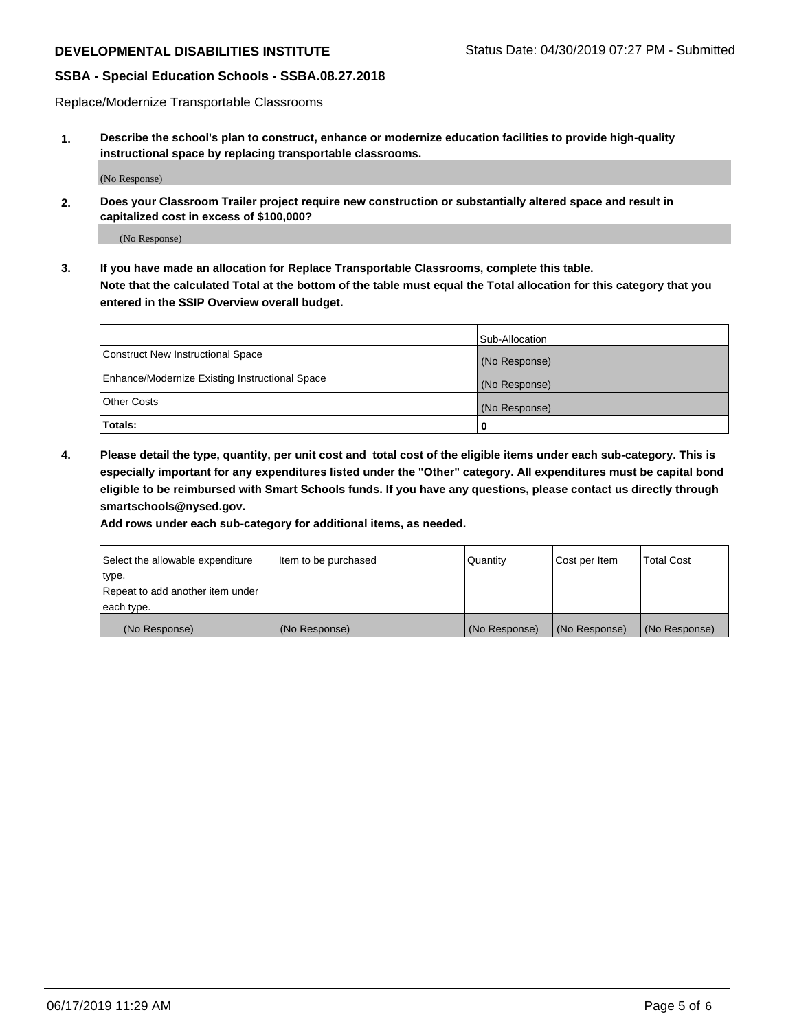Replace/Modernize Transportable Classrooms

**1. Describe the school's plan to construct, enhance or modernize education facilities to provide high-quality instructional space by replacing transportable classrooms.**

(No Response)

**2. Does your Classroom Trailer project require new construction or substantially altered space and result in capitalized cost in excess of $100,000?**

(No Response)

**3. If you have made an allocation for Replace Transportable Classrooms, complete this table. Note that the calculated Total at the bottom of the table must equal the Total allocation for this category that you entered in the SSIP Overview overall budget.**

| | Sub-Allocation |
|---|---|
| Construct New Instructional Space | (No Response) |
| Enhance/Modernize Existing Instructional Space | (No Response) |
| Other Costs | (No Response) |
| **Totals:** | **0** |

**4. Please detail the type, quantity, per unit cost and total cost of the eligible items under each sub-category. This is especially important for any expenditures listed under the "Other" category. All expenditures must be capital bond eligible to be reimbursed with Smart Schools funds. If you have any questions, please contact us directly through smartschools@nysed.gov.**

**Add rows under each sub-category for additional items, as needed.**

| Select the allowable expenditure type. Repeat to add another item under each type. | Item to be purchased | Quantity | Cost per Item | Total Cost |
|---|---|---|---|---|
| (No Response) | (No Response) | (No Response) | (No Response) | (No Response) |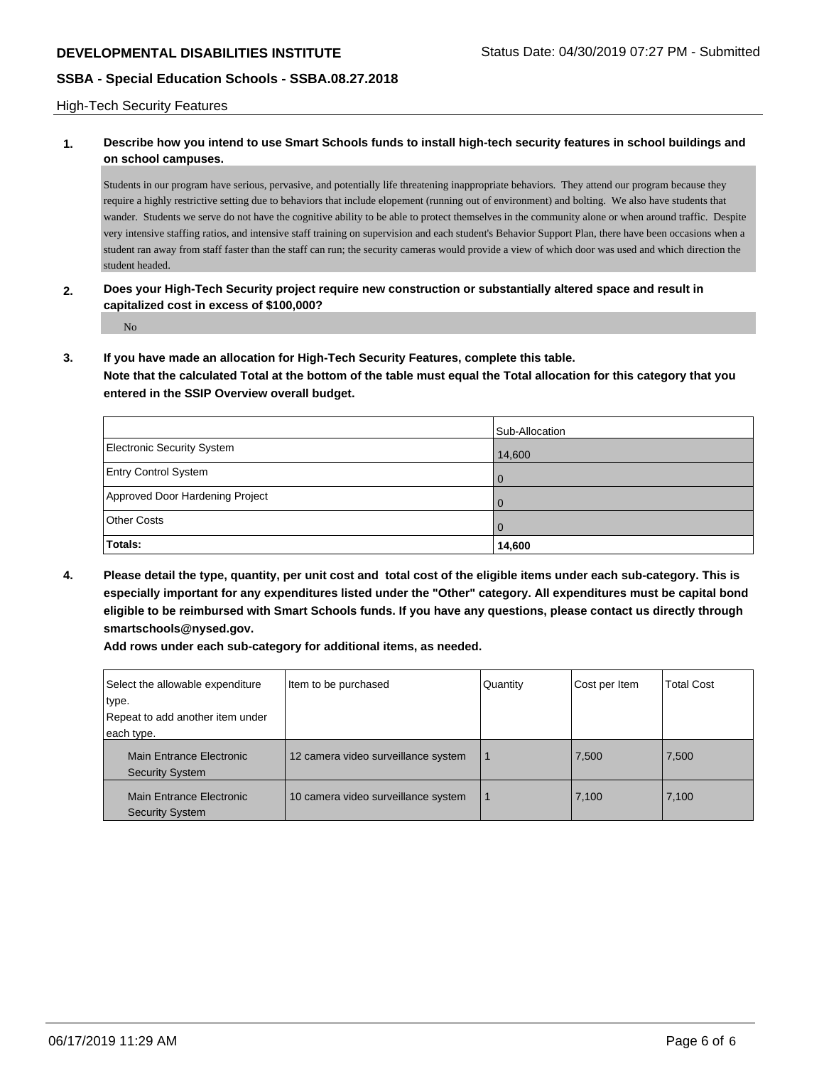## High-Tech Security Features

**1. Describe how you intend to use Smart Schools funds to install high-tech security features in school buildings and on school campuses.**

Students in our program have serious, pervasive, and potentially life threatening inappropriate behaviors. They attend our program because they require a highly restrictive setting due to behaviors that include elopement (running out of environment) and bolting. We also have students that wander. Students we serve do not have the cognitive ability to be able to protect themselves in the community alone or when around traffic. Despite very intensive staffing ratios, and intensive staff training on supervision and each student's Behavior Support Plan, there have been occasions when a student ran away from staff faster than the staff can run; the security cameras would provide a view of which door was used and which direction the student headed.

**2. Does your High-Tech Security project require new construction or substantially altered space and result in capitalized cost in excess of $100,000?**

No

**3. If you have made an allocation for High-Tech Security Features, complete this table.**
**Note that the calculated Total at the bottom of the table must equal the Total allocation for this category that you entered in the SSIP Overview overall budget.**

| | Sub-Allocation |
|---|---|
| Electronic Security System | 14,600 |
| Entry Control System | 0 |
| Approved Door Hardening Project | 0 |
| Other Costs | 0 |
| **Totals:** | **14,600** |

**4. Please detail the type, quantity, per unit cost and total cost of the eligible items under each sub-category. This is especially important for any expenditures listed under the "Other" category. All expenditures must be capital bond eligible to be reimbursed with Smart Schools funds. If you have any questions, please contact us directly through smartschools@nysed.gov.**

**Add rows under each sub-category for additional items, as needed.**

| Select the allowable expenditure type. Repeat to add another item under each type. | Item to be purchased | Quantity | Cost per Item | Total Cost |
|---|---|---|---|---|
| Main Entrance Electronic Security System | 12 camera video surveillance system | 1 | 7,500 | 7,500 |
| Main Entrance Electronic Security System | 10 camera video surveillance system | 1 | 7,100 | 7,100 |